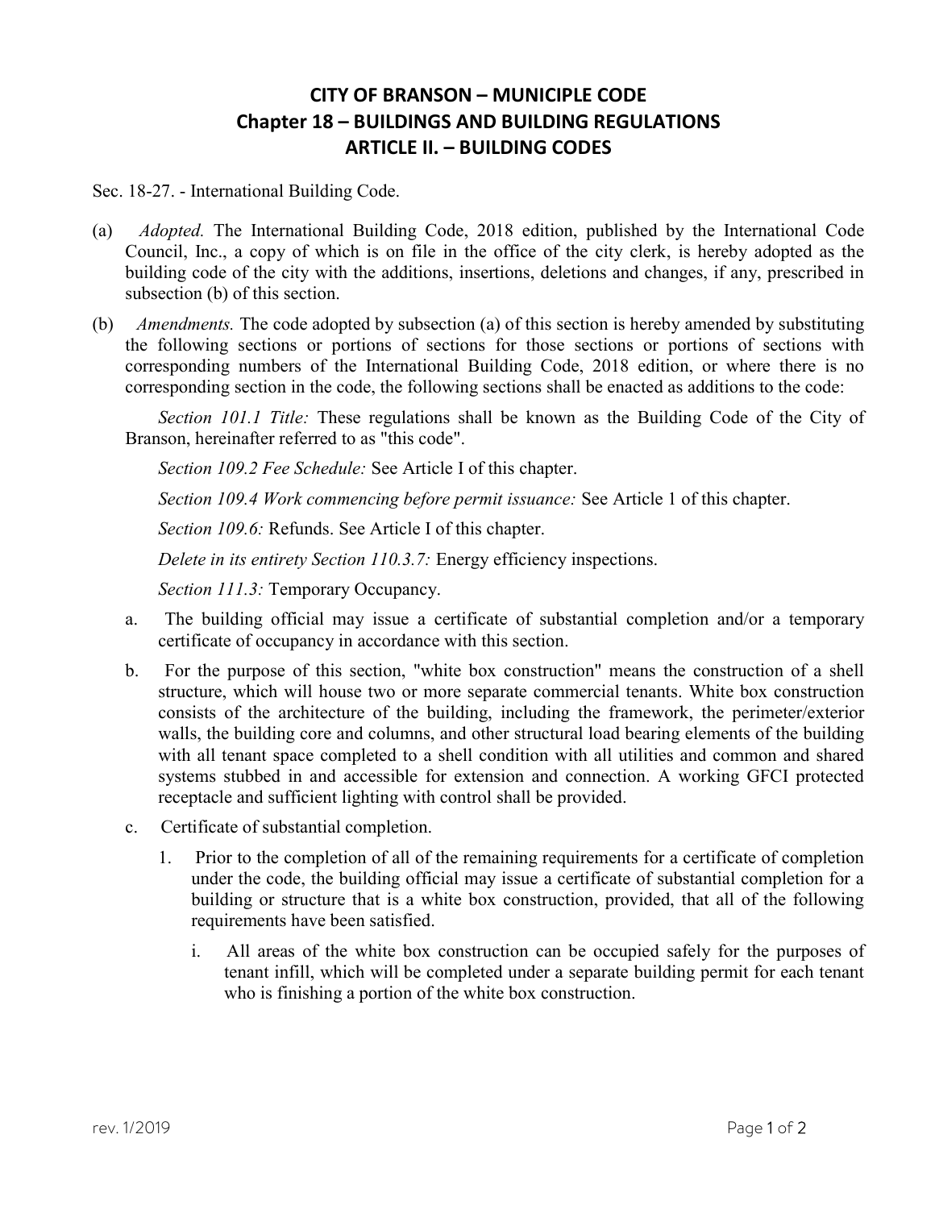# CITY OF BRANSON – MUNICIPLE CODE
## Chapter 18 – BUILDINGS AND BUILDING REGULATIONS
## ARTICLE II. – BUILDING CODES

Sec. 18-27. - International Building Code.

(a) *Adopted.* The International Building Code, 2018 edition, published by the International Code Council, Inc., a copy of which is on file in the office of the city clerk, is hereby adopted as the building code of the city with the additions, insertions, deletions and changes, if any, prescribed in subsection (b) of this section.

(b) *Amendments.* The code adopted by subsection (a) of this section is hereby amended by substituting the following sections or portions of sections for those sections or portions of sections with corresponding numbers of the International Building Code, 2018 edition, or where there is no corresponding section in the code, the following sections shall be enacted as additions to the code:

*Section 101.1 Title:* These regulations shall be known as the Building Code of the City of Branson, hereinafter referred to as "this code".

*Section 109.2 Fee Schedule:* See Article I of this chapter.

*Section 109.4 Work commencing before permit issuance:* See Article 1 of this chapter.

*Section 109.6:* Refunds. See Article I of this chapter.

*Delete in its entirety Section 110.3.7:* Energy efficiency inspections.

*Section 111.3:* Temporary Occupancy.

a. The building official may issue a certificate of substantial completion and/or a temporary certificate of occupancy in accordance with this section.

b. For the purpose of this section, "white box construction" means the construction of a shell structure, which will house two or more separate commercial tenants. White box construction consists of the architecture of the building, including the framework, the perimeter/exterior walls, the building core and columns, and other structural load bearing elements of the building with all tenant space completed to a shell condition with all utilities and common and shared systems stubbed in and accessible for extension and connection. A working GFCI protected receptacle and sufficient lighting with control shall be provided.

c. Certificate of substantial completion.

1. Prior to the completion of all of the remaining requirements for a certificate of completion under the code, the building official may issue a certificate of substantial completion for a building or structure that is a white box construction, provided, that all of the following requirements have been satisfied.

   i. All areas of the white box construction can be occupied safely for the purposes of tenant infill, which will be completed under a separate building permit for each tenant who is finishing a portion of the white box construction.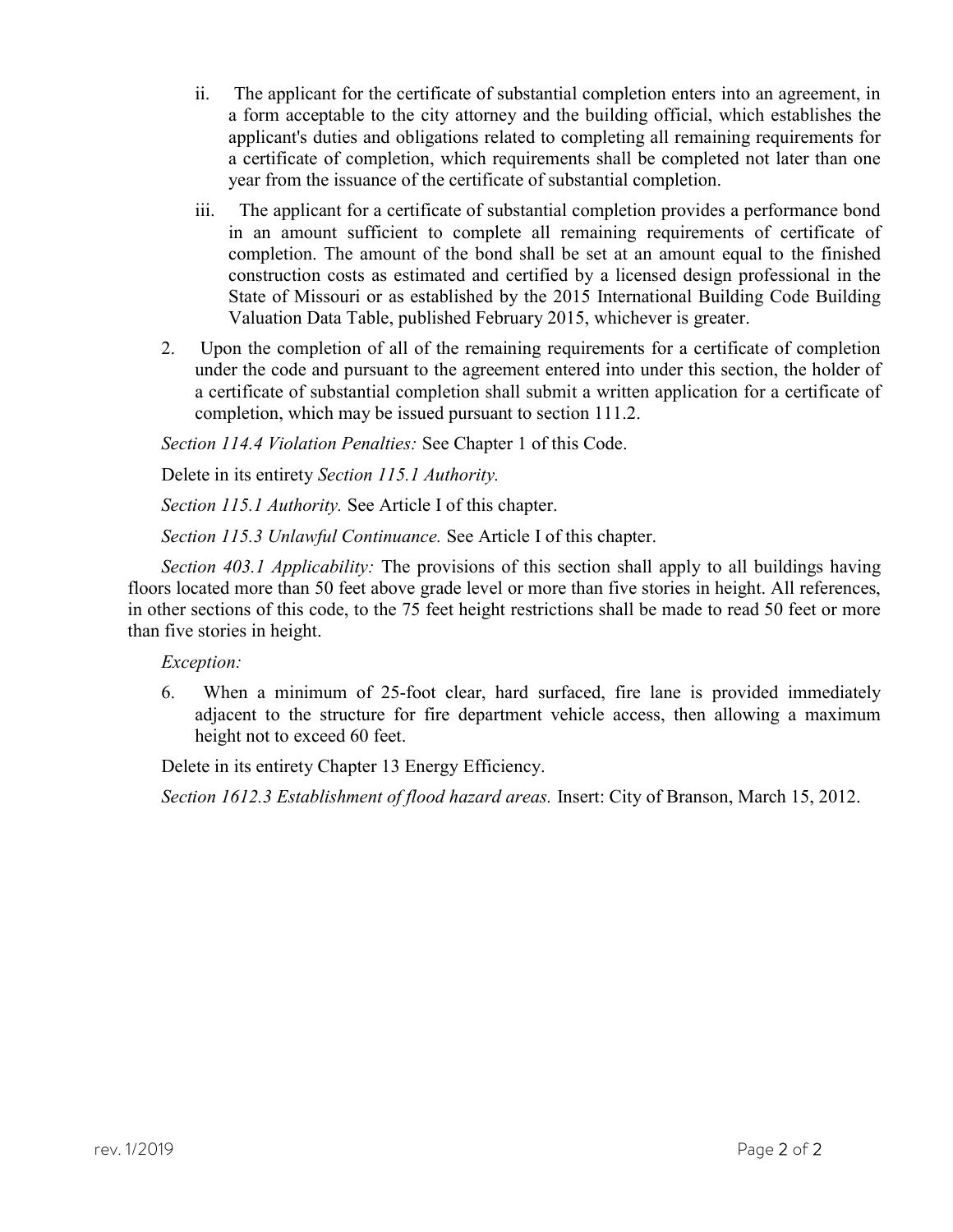ii. The applicant for the certificate of substantial completion enters into an agreement, in a form acceptable to the city attorney and the building official, which establishes the applicant's duties and obligations related to completing all remaining requirements for a certificate of completion, which requirements shall be completed not later than one year from the issuance of the certificate of substantial completion.

iii. The applicant for a certificate of substantial completion provides a performance bond in an amount sufficient to complete all remaining requirements of certificate of completion. The amount of the bond shall be set at an amount equal to the finished construction costs as estimated and certified by a licensed design professional in the State of Missouri or as established by the 2015 International Building Code Building Valuation Data Table, published February 2015, whichever is greater.

2. Upon the completion of all of the remaining requirements for a certificate of completion under the code and pursuant to the agreement entered into under this section, the holder of a certificate of substantial completion shall submit a written application for a certificate of completion, which may be issued pursuant to section 111.2.

*Section 114.4 Violation Penalties:* See Chapter 1 of this Code.

Delete in its entirety *Section 115.1 Authority.*

*Section 115.1 Authority.* See Article I of this chapter.

*Section 115.3 Unlawful Continuance.* See Article I of this chapter.

*Section 403.1 Applicability:* The provisions of this section shall apply to all buildings having floors located more than 50 feet above grade level or more than five stories in height. All references, in other sections of this code, to the 75 feet height restrictions shall be made to read 50 feet or more than five stories in height.

*Exception:*

6. When a minimum of 25-foot clear, hard surfaced, fire lane is provided immediately adjacent to the structure for fire department vehicle access, then allowing a maximum height not to exceed 60 feet.

Delete in its entirety Chapter 13 Energy Efficiency.

*Section 1612.3 Establishment of flood hazard areas.* Insert: City of Branson, March 15, 2012.

rev. 1/2019